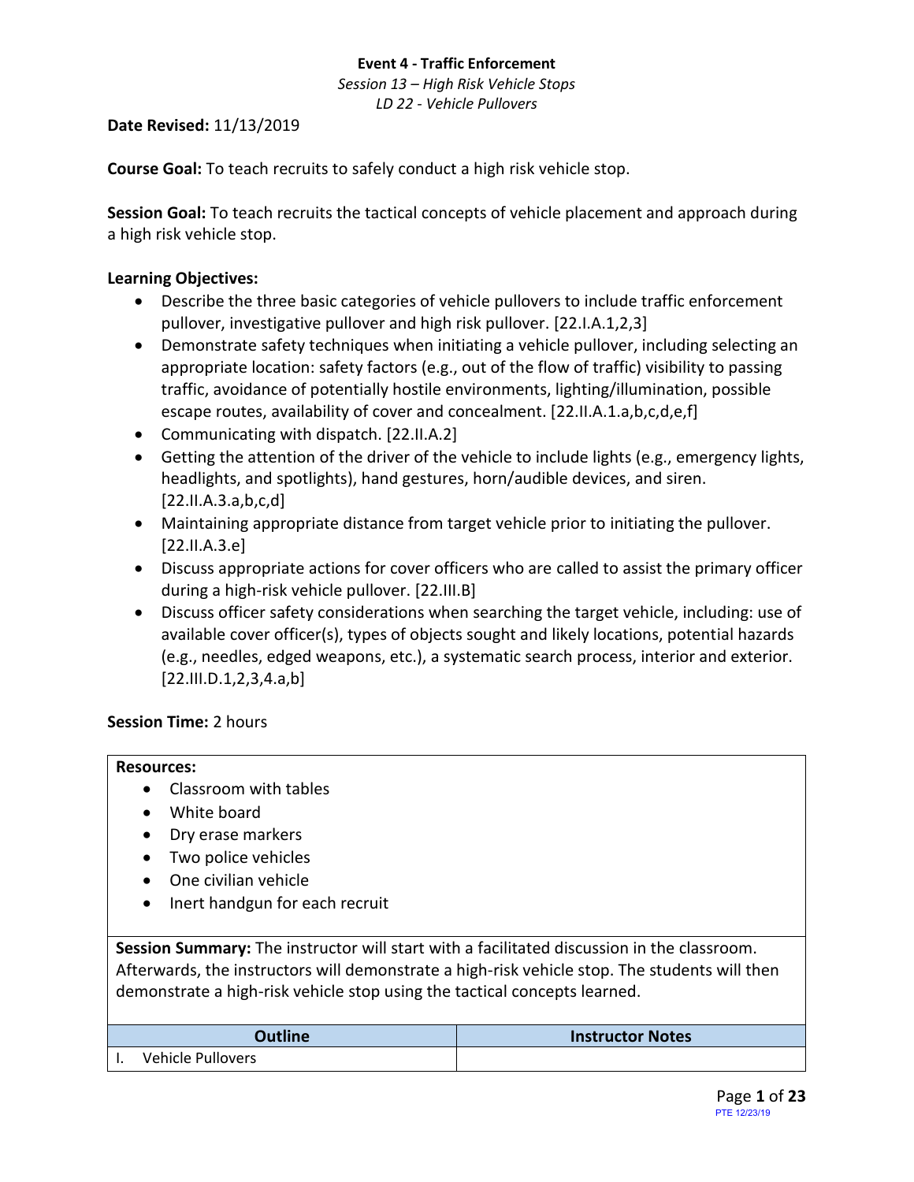**Event 4 - Traffic Enforcement**

*Session 13 – High Risk Vehicle Stops*

*LD 22 - Vehicle Pullovers*

**Date Revised:** 11/13/2019

**Course Goal:** To teach recruits to safely conduct a high risk vehicle stop.

**Session Goal:** To teach recruits the tactical concepts of vehicle placement and approach during a high risk vehicle stop.

**Learning Objectives:**

- Describe the three basic categories of vehicle pullovers to include traffic enforcement pullover, investigative pullover and high risk pullover. [22.I.A.1,2,3]
- Demonstrate safety techniques when initiating a vehicle pullover, including selecting an appropriate location: safety factors (e.g., out of the flow of traffic) visibility to passing traffic, avoidance of potentially hostile environments, lighting/illumination, possible escape routes, availability of cover and concealment. [22.II.A.1.a,b,c,d,e,f]
- Communicating with dispatch. [22.II.A.2]
- Getting the attention of the driver of the vehicle to include lights (e.g., emergency lights, headlights, and spotlights), hand gestures, horn/audible devices, and siren. [22.II.A.3.a,b,c,d]
- Maintaining appropriate distance from target vehicle prior to initiating the pullover. [22.II.A.3.e]
- Discuss appropriate actions for cover officers who are called to assist the primary officer during a high-risk vehicle pullover. [22.III.B]
- Discuss officer safety considerations when searching the target vehicle, including: use of available cover officer(s), types of objects sought and likely locations, potential hazards (e.g., needles, edged weapons, etc.), a systematic search process, interior and exterior. [22.III.D.1,2,3,4.a,b]

**Session Time:** 2 hours

**Resources:**

- Classroom with tables
- White board
- Dry erase markers
- Two police vehicles
- One civilian vehicle
- Inert handgun for each recruit

**Session Summary:** The instructor will start with a facilitated discussion in the classroom. Afterwards, the instructors will demonstrate a high-risk vehicle stop. The students will then demonstrate a high-risk vehicle stop using the tactical concepts learned.

| Outline | Instructor Notes |
|---|---|
| I. Vehicle Pullovers | |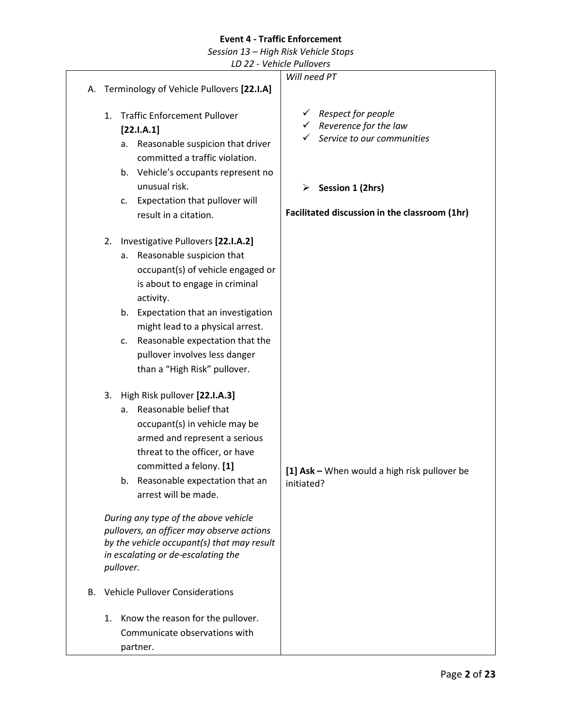**Event 4 - Traffic Enforcement**

*Session 13 – High Risk Vehicle Stops*

*LD 22 - Vehicle Pullovers*

| | |
|---|---|
| A. Terminology of Vehicle Pullovers **[22.I.A]**<br><br>1. Traffic Enforcement Pullover **[22.I.A.1]**<br>a. Reasonable suspicion that driver committed a traffic violation.<br>b. Vehicle's occupants represent no unusual risk.<br>c. Expectation that pullover will result in a citation.<br><br>2. Investigative Pullovers **[22.I.A.2]**<br>a. Reasonable suspicion that occupant(s) of vehicle engaged or is about to engage in criminal activity.<br>b. Expectation that an investigation might lead to a physical arrest.<br>c. Reasonable expectation that the pullover involves less danger than a "High Risk" pullover.<br><br>3. High Risk pullover **[22.I.A.3]**<br>a. Reasonable belief that occupant(s) in vehicle may be armed and represent a serious threat to the officer, or have committed a felony. **[1]**<br>b. Reasonable expectation that an arrest will be made.<br><br>*During any type of the above vehicle pullovers, an officer may observe actions by the vehicle occupant(s) that may result in escalating or de-escalating the pullover.*<br><br>B. Vehicle Pullover Considerations<br><br>1. Know the reason for the pullover. Communicate observations with partner. | *Will need PT*<br><br>✓ *Respect for people*<br>✓ *Reverence for the law*<br>✓ *Service to our communities*<br><br>➢ **Session 1 (2hrs)**<br><br>**Facilitated discussion in the classroom (1hr)**<br><br>**[1] Ask –** When would a high risk pullover be initiated? |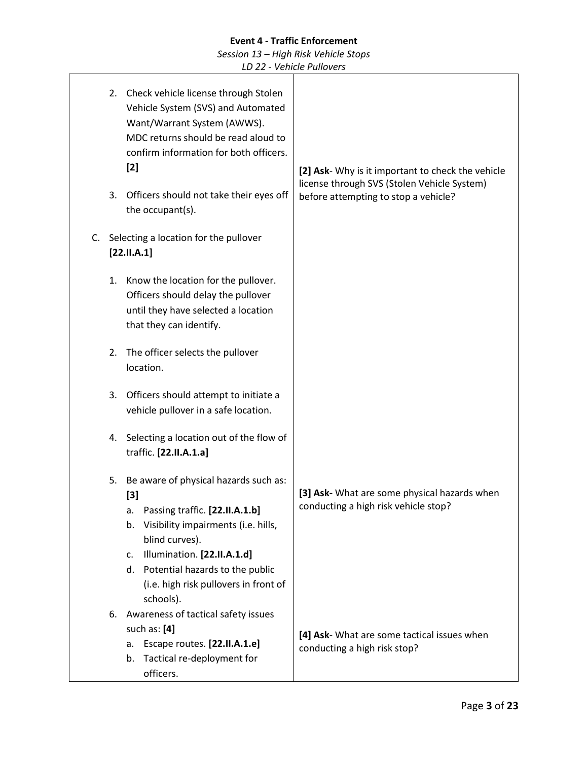**Event 4 - Traffic Enforcement**

*Session 13 – High Risk Vehicle Stops*

*LD 22 - Vehicle Pullovers*

| | |
|---|---|
| 2. Check vehicle license through Stolen Vehicle System (SVS) and Automated Want/Warrant System (AWWS). MDC returns should be read aloud to confirm information for both officers. **[2]**<br><br>3. Officers should not take their eyes off the occupant(s).<br><br>C. Selecting a location for the pullover **[22.II.A.1]**<br><br>1. Know the location for the pullover. Officers should delay the pullover until they have selected a location that they can identify.<br><br>2. The officer selects the pullover location.<br><br>3. Officers should attempt to initiate a vehicle pullover in a safe location.<br><br>4. Selecting a location out of the flow of traffic. **[22.II.A.1.a]**<br><br>5. Be aware of physical hazards such as: **[3]**<br>a. Passing traffic. **[22.II.A.1.b]**<br>b. Visibility impairments (i.e. hills, blind curves).<br>c. Illumination. **[22.II.A.1.d]**<br>d. Potential hazards to the public (i.e. high risk pullovers in front of schools).<br><br>6. Awareness of tactical safety issues such as: **[4]**<br>a. Escape routes. **[22.II.A.1.e]**<br>b. Tactical re-deployment for officers. | **[2] Ask**- Why is it important to check the vehicle license through SVS (Stolen Vehicle System) before attempting to stop a vehicle?<br><br>**[3] Ask-** What are some physical hazards when conducting a high risk vehicle stop?<br><br>**[4] Ask**- What are some tactical issues when conducting a high risk stop? |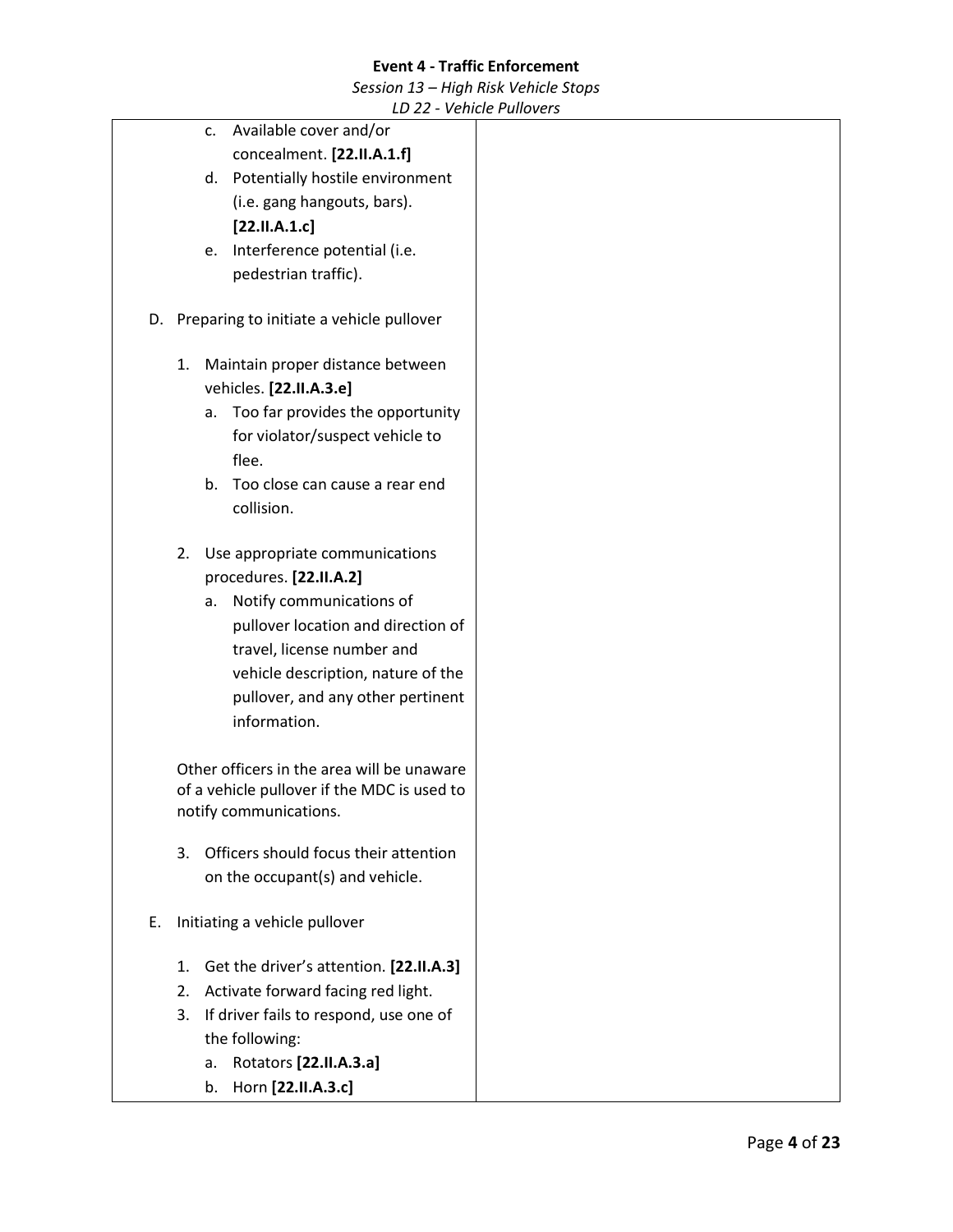c. Available cover and/or concealment. **[22.II.A.1.f]**
d. Potentially hostile environment (i.e. gang hangouts, bars). **[22.II.A.1.c]**
e. Interference potential (i.e. pedestrian traffic).

D. Preparing to initiate a vehicle pullover

1. Maintain proper distance between vehicles. **[22.II.A.3.e]**
   a. Too far provides the opportunity for violator/suspect vehicle to flee.
   b. Too close can cause a rear end collision.

2. Use appropriate communications procedures. **[22.II.A.2]**
   a. Notify communications of pullover location and direction of travel, license number and vehicle description, nature of the pullover, and any other pertinent information.

Other officers in the area will be unaware of a vehicle pullover if the MDC is used to notify communications.

3. Officers should focus their attention on the occupant(s) and vehicle.

E. Initiating a vehicle pullover

1. Get the driver's attention. **[22.II.A.3]**
2. Activate forward facing red light.
3. If driver fails to respond, use one of the following:
   a. Rotators **[22.II.A.3.a]**
   b. Horn **[22.II.A.3.c]**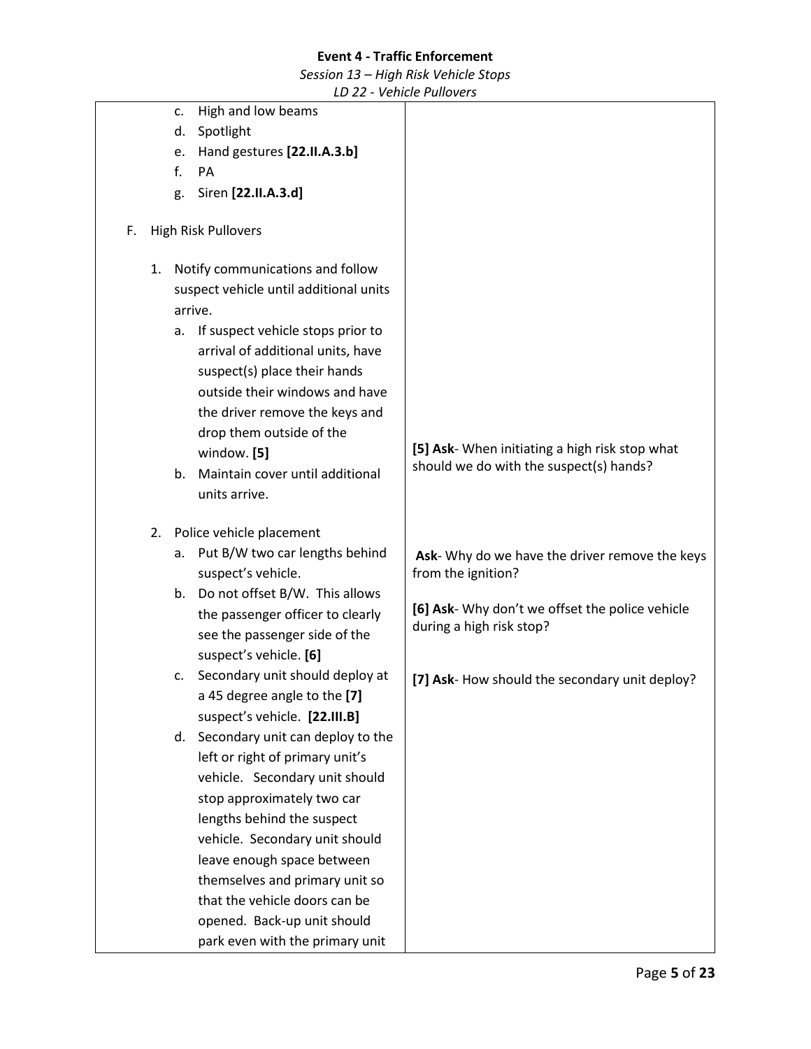| | |
|---|---|
| c. High and low beams<br>d. Spotlight<br>e. Hand gestures **[22.II.A.3.b]**<br>f. PA<br>g. Siren **[22.II.A.3.d]** | |
| F. High Risk Pullovers | |
| 1. Notify communications and follow suspect vehicle until additional units arrive.<br>a. If suspect vehicle stops prior to arrival of additional units, have suspect(s) place their hands outside their windows and have the driver remove the keys and drop them outside of the window. **[5]**<br>b. Maintain cover until additional units arrive. | **[5] Ask**- When initiating a high risk stop what should we do with the suspect(s) hands? |
| 2. Police vehicle placement<br>a. Put B/W two car lengths behind suspect's vehicle.<br>b. Do not offset B/W. This allows the passenger officer to clearly see the passenger side of the suspect's vehicle. **[6]**<br>c. Secondary unit should deploy at a 45 degree angle to the **[7]** suspect's vehicle. **[22.III.B]**<br>d. Secondary unit can deploy to the left or right of primary unit's vehicle. Secondary unit should stop approximately two car lengths behind the suspect vehicle. Secondary unit should leave enough space between themselves and primary unit so that the vehicle doors can be opened. Back-up unit should park even with the primary unit | **Ask**- Why do we have the driver remove the keys from the ignition?<br><br>**[6] Ask**- Why don't we offset the police vehicle during a high risk stop?<br><br>**[7] Ask**- How should the secondary unit deploy? |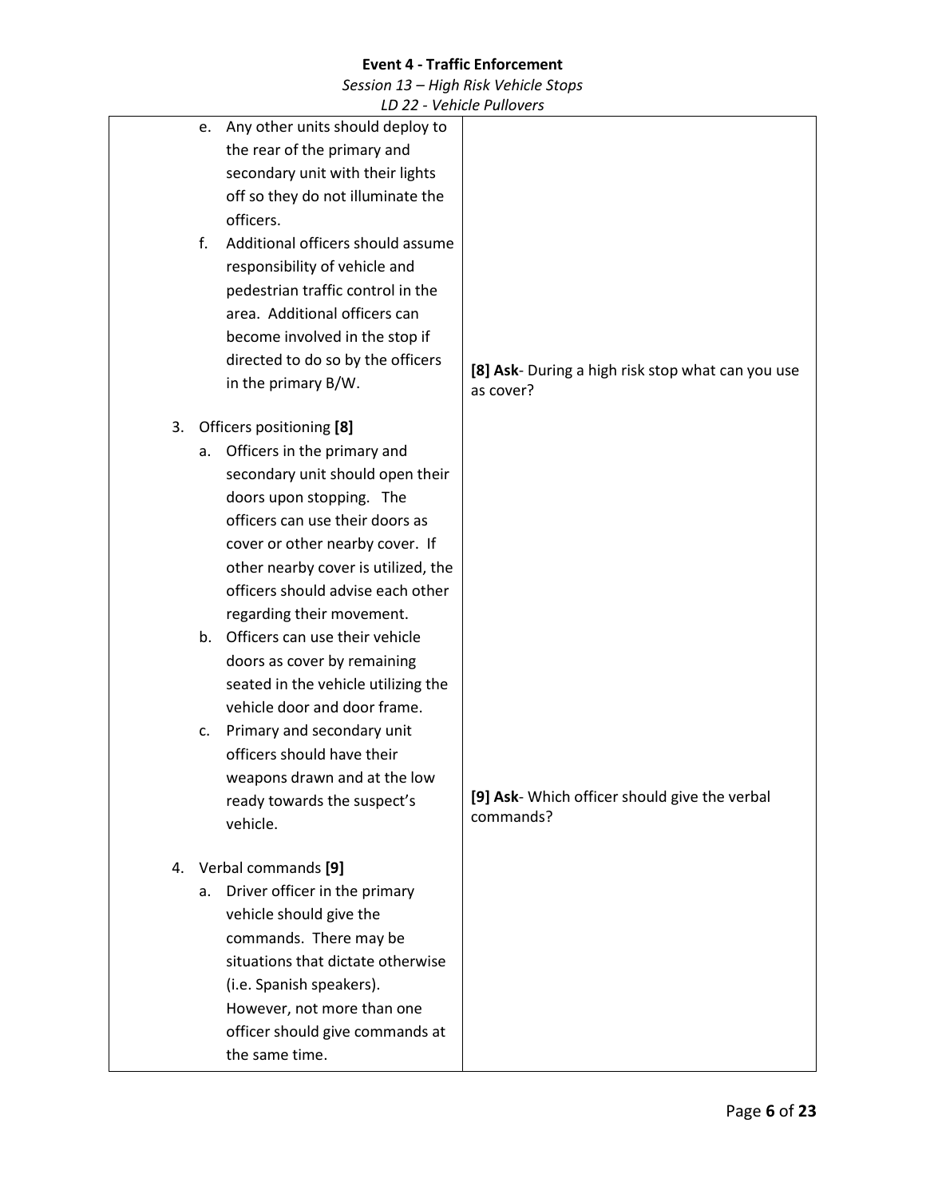| | |
|---|---|
| e. Any other units should deploy to the rear of the primary and secondary unit with their lights off so they do not illuminate the officers.<br>f. Additional officers should assume responsibility of vehicle and pedestrian traffic control in the area. Additional officers can become involved in the stop if directed to do so by the officers in the primary B/W. | **[8] Ask**- During a high risk stop what can you use as cover? |
| 3. Officers positioning **[8]**<br>a. Officers in the primary and secondary unit should open their doors upon stopping. The officers can use their doors as cover or other nearby cover. If other nearby cover is utilized, the officers should advise each other regarding their movement.<br>b. Officers can use their vehicle doors as cover by remaining seated in the vehicle utilizing the vehicle door and door frame.<br>c. Primary and secondary unit officers should have their weapons drawn and at the low ready towards the suspect's vehicle. | **[9] Ask**- Which officer should give the verbal commands? |
| 4. Verbal commands **[9]**<br>a. Driver officer in the primary vehicle should give the commands. There may be situations that dictate otherwise (i.e. Spanish speakers). However, not more than one officer should give commands at the same time. | |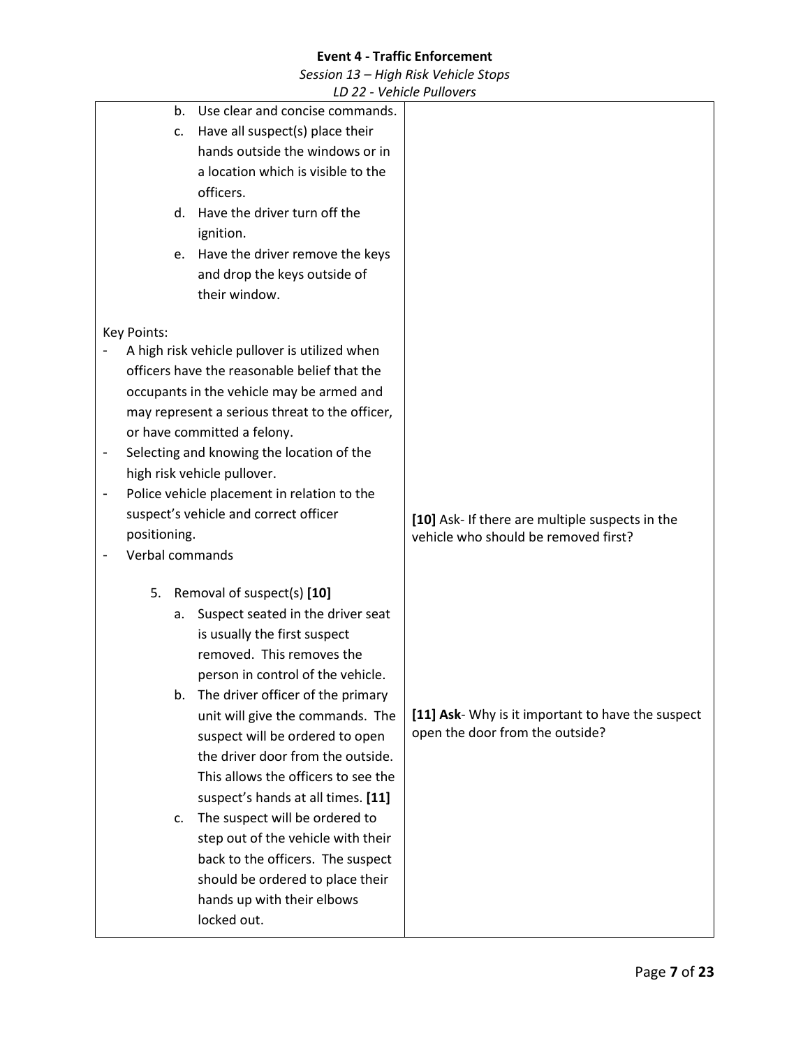| | |
|---|---|
| b. Use clear and concise commands.<br>c. Have all suspect(s) place their hands outside the windows or in a location which is visible to the officers.<br>d. Have the driver turn off the ignition.<br>e. Have the driver remove the keys and drop the keys outside of their window.<br><br>Key Points:<br>- A high risk vehicle pullover is utilized when officers have the reasonable belief that the occupants in the vehicle may be armed and may represent a serious threat to the officer, or have committed a felony.<br>- Selecting and knowing the location of the high risk vehicle pullover.<br>- Police vehicle placement in relation to the suspect's vehicle and correct officer positioning.<br>- Verbal commands<br><br>5. Removal of suspect(s) **[10]**<br>a. Suspect seated in the driver seat is usually the first suspect removed. This removes the person in control of the vehicle.<br>b. The driver officer of the primary unit will give the commands. The suspect will be ordered to open the driver door from the outside. This allows the officers to see the suspect's hands at all times. **[11]**<br>c. The suspect will be ordered to step out of the vehicle with their back to the officers. The suspect should be ordered to place their hands up with their elbows locked out. | **[10]** Ask- If there are multiple suspects in the vehicle who should be removed first?<br><br>**[11] Ask**- Why is it important to have the suspect open the door from the outside? |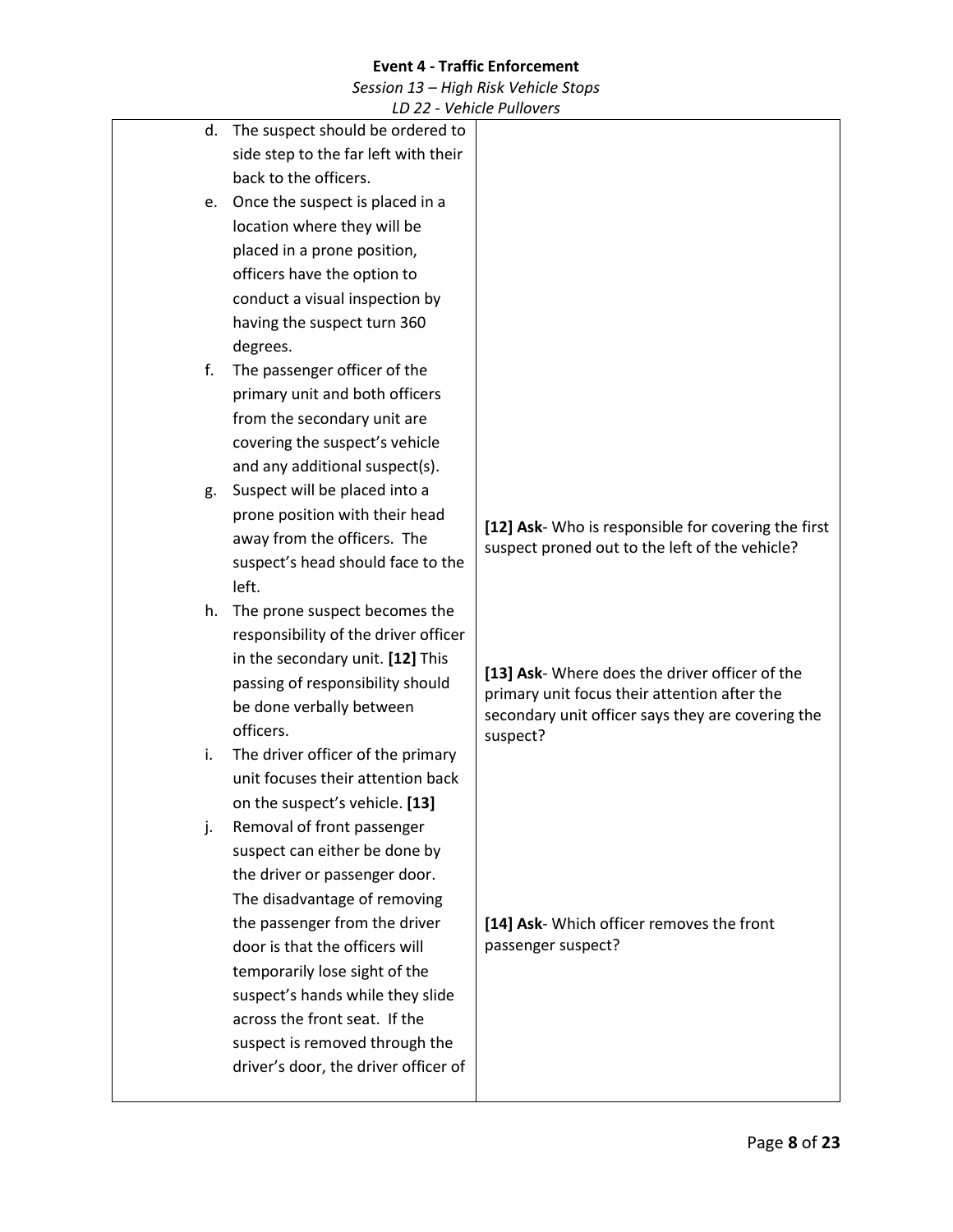| | |
|---|---|
| d. The suspect should be ordered to side step to the far left with their back to the officers.<br>e. Once the suspect is placed in a location where they will be placed in a prone position, officers have the option to conduct a visual inspection by having the suspect turn 360 degrees.<br>f. The passenger officer of the primary unit and both officers from the secondary unit are covering the suspect's vehicle and any additional suspect(s).<br>g. Suspect will be placed into a prone position with their head away from the officers. The suspect's head should face to the left. | **[12] Ask**- Who is responsible for covering the first suspect proned out to the left of the vehicle? |
| h. The prone suspect becomes the responsibility of the driver officer in the secondary unit. **[12]** This passing of responsibility should be done verbally between officers.<br>i. The driver officer of the primary unit focuses their attention back on the suspect's vehicle. **[13]** | **[13] Ask**- Where does the driver officer of the primary unit focus their attention after the secondary unit officer says they are covering the suspect? |
| j. Removal of front passenger suspect can either be done by the driver or passenger door. The disadvantage of removing the passenger from the driver door is that the officers will temporarily lose sight of the suspect's hands while they slide across the front seat. If the suspect is removed through the driver's door, the driver officer of | **[14] Ask**- Which officer removes the front passenger suspect? |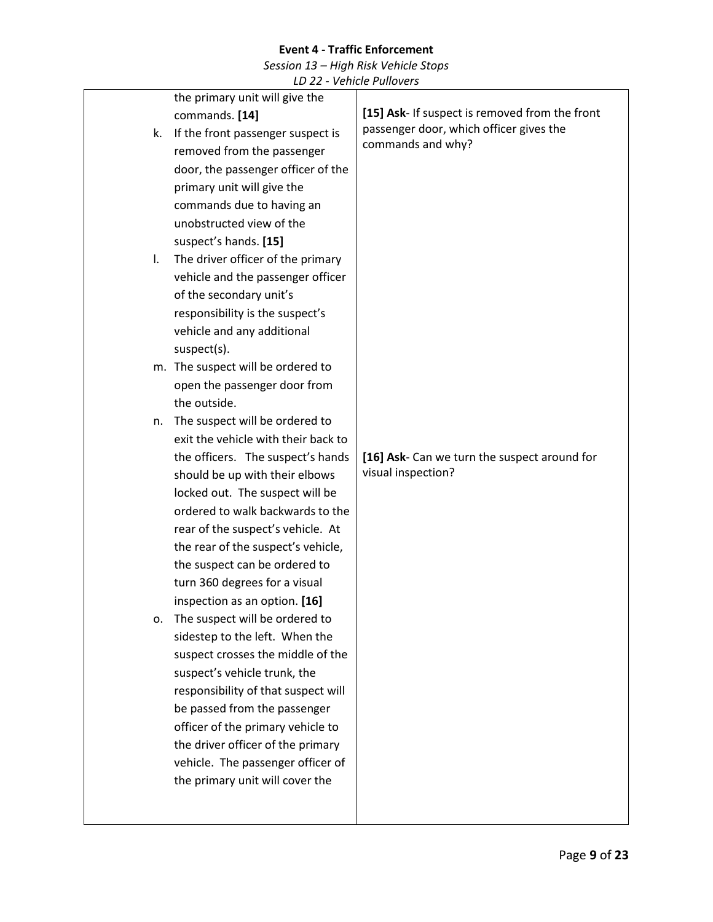| | |
|---|---|
| the primary unit will give the commands. **[14]**<br>k. If the front passenger suspect is removed from the passenger door, the passenger officer of the primary unit will give the commands due to having an unobstructed view of the suspect's hands. **[15]**<br>l. The driver officer of the primary vehicle and the passenger officer of the secondary unit's responsibility is the suspect's vehicle and any additional suspect(s).<br>m. The suspect will be ordered to open the passenger door from the outside.<br>n. The suspect will be ordered to exit the vehicle with their back to the officers. The suspect's hands should be up with their elbows locked out. The suspect will be ordered to walk backwards to the rear of the suspect's vehicle. At the rear of the suspect's vehicle, the suspect can be ordered to turn 360 degrees for a visual inspection as an option. **[16]**<br>o. The suspect will be ordered to sidestep to the left. When the suspect crosses the middle of the suspect's vehicle trunk, the responsibility of that suspect will be passed from the passenger officer of the primary vehicle to the driver officer of the primary vehicle. The passenger officer of the primary unit will cover the | **[15] Ask**- If suspect is removed from the front passenger door, which officer gives the commands and why?<br><br>**[16] Ask**- Can we turn the suspect around for visual inspection? |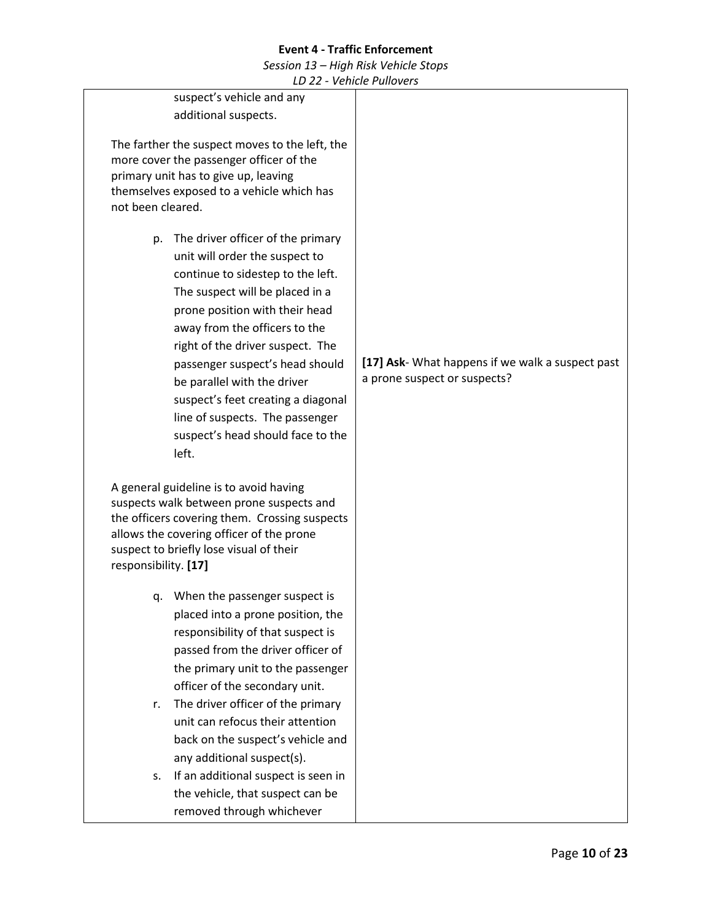| | |
|---|---|
| suspect's vehicle and any additional suspects.<br><br>The farther the suspect moves to the left, the more cover the passenger officer of the primary unit has to give up, leaving themselves exposed to a vehicle which has not been cleared.<br><br>p. The driver officer of the primary unit will order the suspect to continue to sidestep to the left. The suspect will be placed in a prone position with their head away from the officers to the right of the driver suspect. The passenger suspect's head should be parallel with the driver suspect's feet creating a diagonal line of suspects. The passenger suspect's head should face to the left.<br><br>A general guideline is to avoid having suspects walk between prone suspects and the officers covering them. Crossing suspects allows the covering officer of the prone suspect to briefly lose visual of their responsibility. **[17]**<br><br>q. When the passenger suspect is placed into a prone position, the responsibility of that suspect is passed from the driver officer of the primary unit to the passenger officer of the secondary unit.<br>r. The driver officer of the primary unit can refocus their attention back on the suspect's vehicle and any additional suspect(s).<br>s. If an additional suspect is seen in the vehicle, that suspect can be removed through whichever | **[17] Ask**- What happens if we walk a suspect past a prone suspect or suspects? |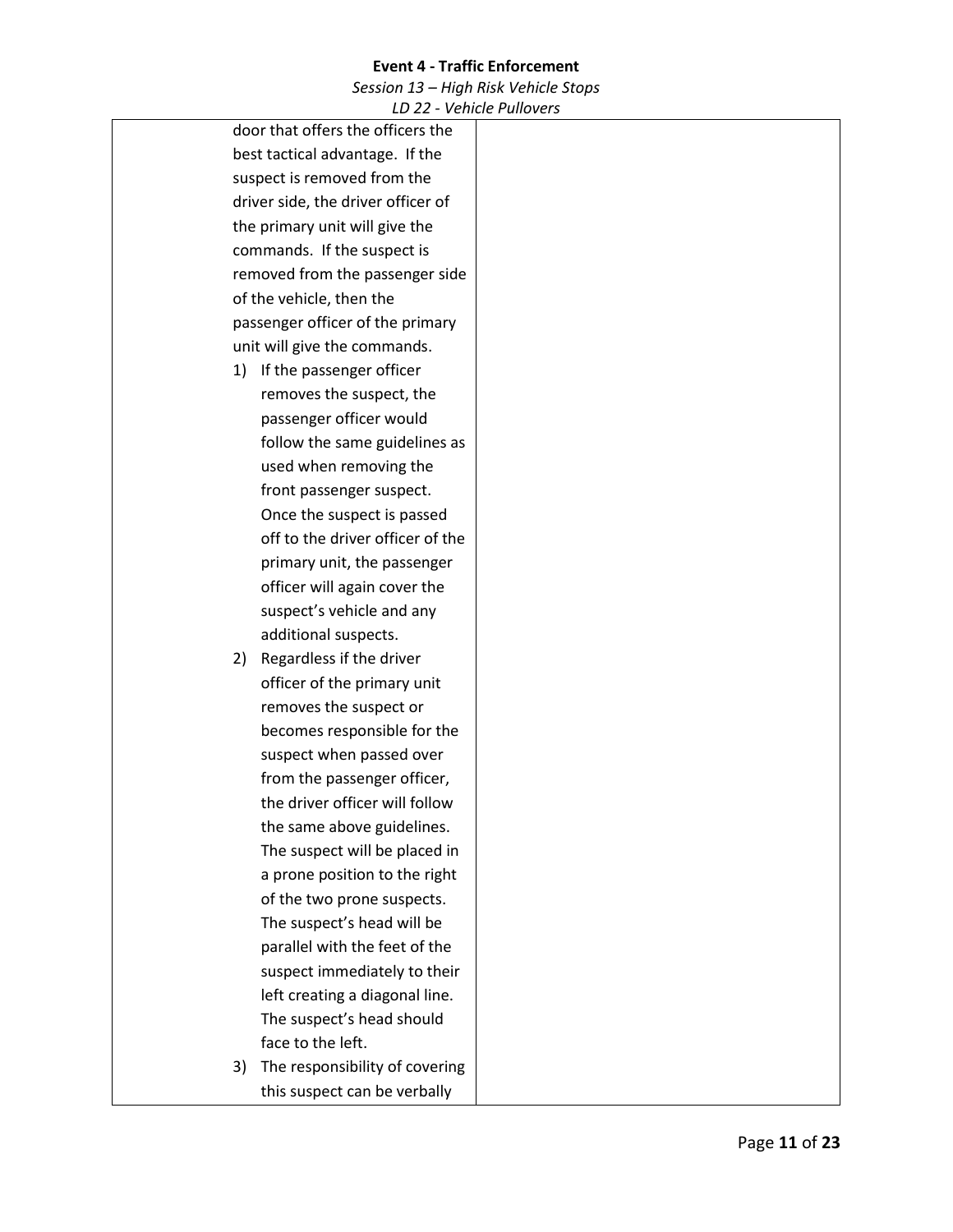| | | |
|---|---|---|
| | door that offers the officers the best tactical advantage. If the suspect is removed from the driver side, the driver officer of the primary unit will give the commands. If the suspect is removed from the passenger side of the vehicle, then the passenger officer of the primary unit will give the commands.<br>1) If the passenger officer removes the suspect, the passenger officer would follow the same guidelines as used when removing the front passenger suspect. Once the suspect is passed off to the driver officer of the primary unit, the passenger officer will again cover the suspect's vehicle and any additional suspects.<br>2) Regardless if the driver officer of the primary unit removes the suspect or becomes responsible for the suspect when passed over from the passenger officer, the driver officer will follow the same above guidelines. The suspect will be placed in a prone position to the right of the two prone suspects. The suspect's head will be parallel with the feet of the suspect immediately to their left creating a diagonal line. The suspect's head should face to the left.<br>3) The responsibility of covering this suspect can be verbally | |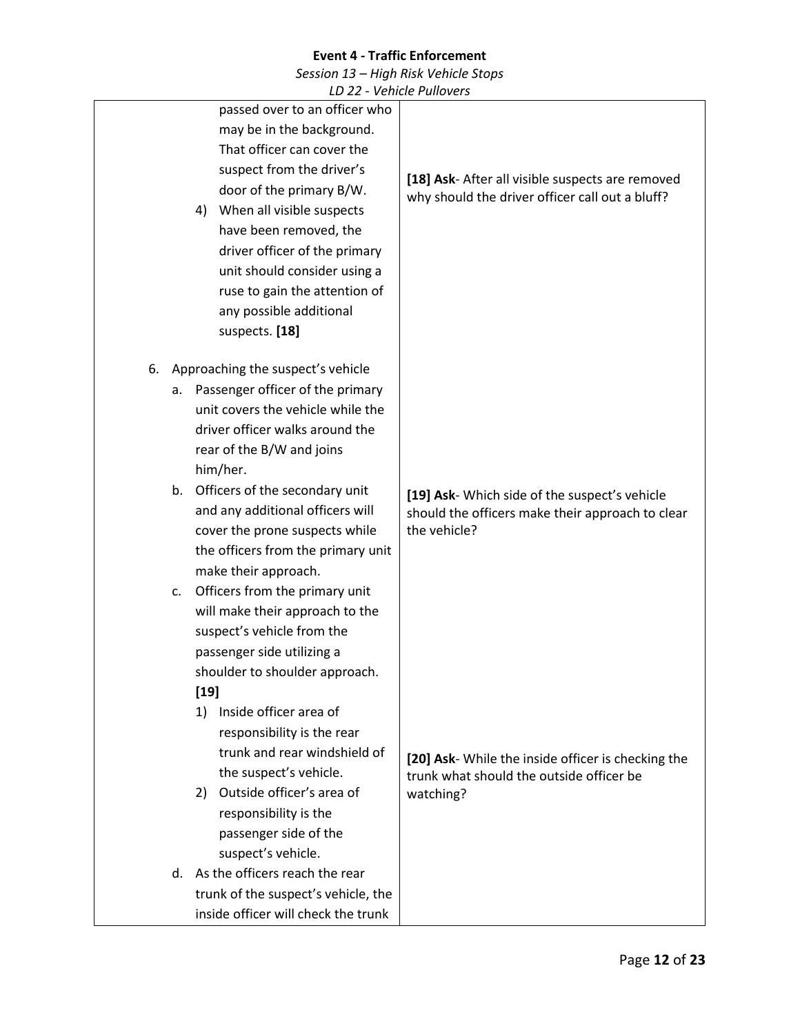| | |
|---|---|
| passed over to an officer who may be in the background. That officer can cover the suspect from the driver's door of the primary B/W.<br>4) When all visible suspects have been removed, the driver officer of the primary unit should consider using a ruse to gain the attention of any possible additional suspects. **[18]** | **[18] Ask**- After all visible suspects are removed why should the driver officer call out a bluff? |
| 6. Approaching the suspect's vehicle<br>a. Passenger officer of the primary unit covers the vehicle while the driver officer walks around the rear of the B/W and joins him/her.<br>b. Officers of the secondary unit and any additional officers will cover the prone suspects while the officers from the primary unit make their approach.<br>c. Officers from the primary unit will make their approach to the suspect's vehicle from the passenger side utilizing a shoulder to shoulder approach. **[19]** | **[19] Ask**- Which side of the suspect's vehicle should the officers make their approach to clear the vehicle? |
| 1) Inside officer area of responsibility is the rear trunk and rear windshield of the suspect's vehicle.<br>2) Outside officer's area of responsibility is the passenger side of the suspect's vehicle.<br>d. As the officers reach the rear trunk of the suspect's vehicle, the inside officer will check the trunk | **[20] Ask**- While the inside officer is checking the trunk what should the outside officer be watching? |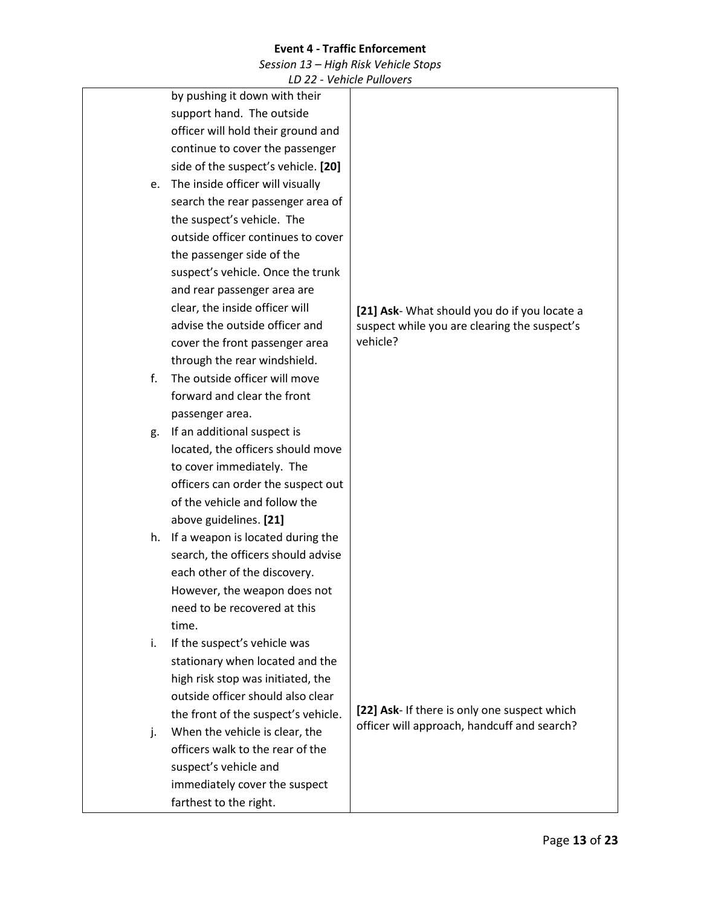| | |
|---|---|
| by pushing it down with their support hand. The outside officer will hold their ground and continue to cover the passenger side of the suspect's vehicle. **[20]**<br>e. The inside officer will visually search the rear passenger area of the suspect's vehicle. The outside officer continues to cover the passenger side of the suspect's vehicle. Once the trunk and rear passenger area are clear, the inside officer will advise the outside officer and cover the front passenger area through the rear windshield.<br>f. The outside officer will move forward and clear the front passenger area.<br>g. If an additional suspect is located, the officers should move to cover immediately. The officers can order the suspect out of the vehicle and follow the above guidelines. **[21]**<br>h. If a weapon is located during the search, the officers should advise each other of the discovery. However, the weapon does not need to be recovered at this time.<br>i. If the suspect's vehicle was stationary when located and the high risk stop was initiated, the outside officer should also clear the front of the suspect's vehicle.<br>j. When the vehicle is clear, the officers walk to the rear of the suspect's vehicle and immediately cover the suspect farthest to the right. | **[21] Ask**- What should you do if you locate a suspect while you are clearing the suspect's vehicle?<br><br>**[22] Ask**- If there is only one suspect which officer will approach, handcuff and search? |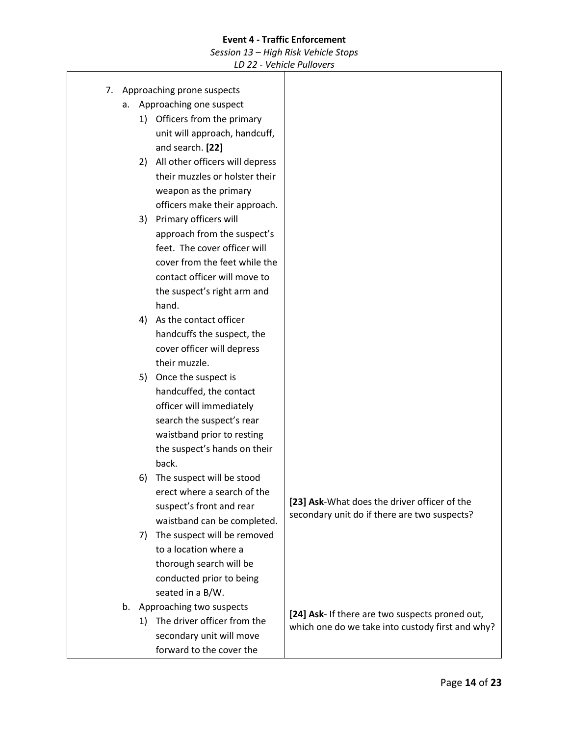**Event 4 - Traffic Enforcement**

*Session 13 – High Risk Vehicle Stops*

*LD 22 - Vehicle Pullovers*

| | |
|---|---|
| 7. Approaching prone suspects<br>a. Approaching one suspect<br>1) Officers from the primary unit will approach, handcuff, and search. **[22]**<br>2) All other officers will depress their muzzles or holster their weapon as the primary officers make their approach.<br>3) Primary officers will approach from the suspect's feet. The cover officer will cover from the feet while the contact officer will move to the suspect's right arm and hand.<br>4) As the contact officer handcuffs the suspect, the cover officer will depress their muzzle.<br>5) Once the suspect is handcuffed, the contact officer will immediately search the suspect's rear waistband prior to resting the suspect's hands on their back.<br>6) The suspect will be stood erect where a search of the suspect's front and rear waistband can be completed.<br>7) The suspect will be removed to a location where a thorough search will be conducted prior to being seated in a B/W.<br>b. Approaching two suspects<br>1) The driver officer from the secondary unit will move forward to the cover the | **[23] Ask**-What does the driver officer of the secondary unit do if there are two suspects?<br><br>**[24] Ask**- If there are two suspects proned out, which one do we take into custody first and why? |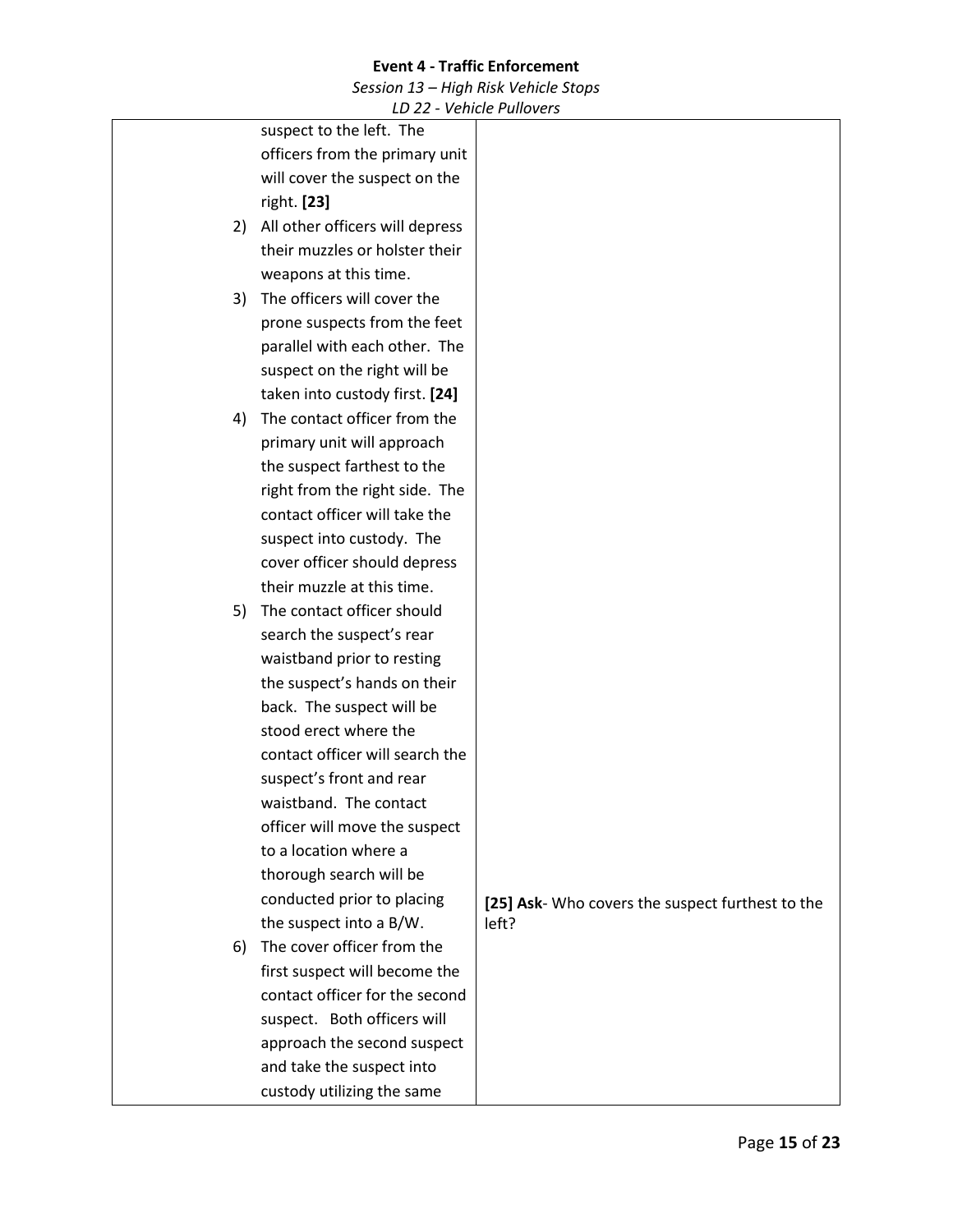| | |
|---|---|
| suspect to the left. The officers from the primary unit will cover the suspect on the right. **[23]**<br>2) All other officers will depress their muzzles or holster their weapons at this time.<br>3) The officers will cover the prone suspects from the feet parallel with each other. The suspect on the right will be taken into custody first. **[24]**<br>4) The contact officer from the primary unit will approach the suspect farthest to the right from the right side. The contact officer will take the suspect into custody. The cover officer should depress their muzzle at this time.<br>5) The contact officer should search the suspect's rear waistband prior to resting the suspect's hands on their back. The suspect will be stood erect where the contact officer will search the suspect's front and rear waistband. The contact officer will move the suspect to a location where a thorough search will be conducted prior to placing the suspect into a B/W.<br>6) The cover officer from the first suspect will become the contact officer for the second suspect. Both officers will approach the second suspect and take the suspect into custody utilizing the same | **[25] Ask**- Who covers the suspect furthest to the left? |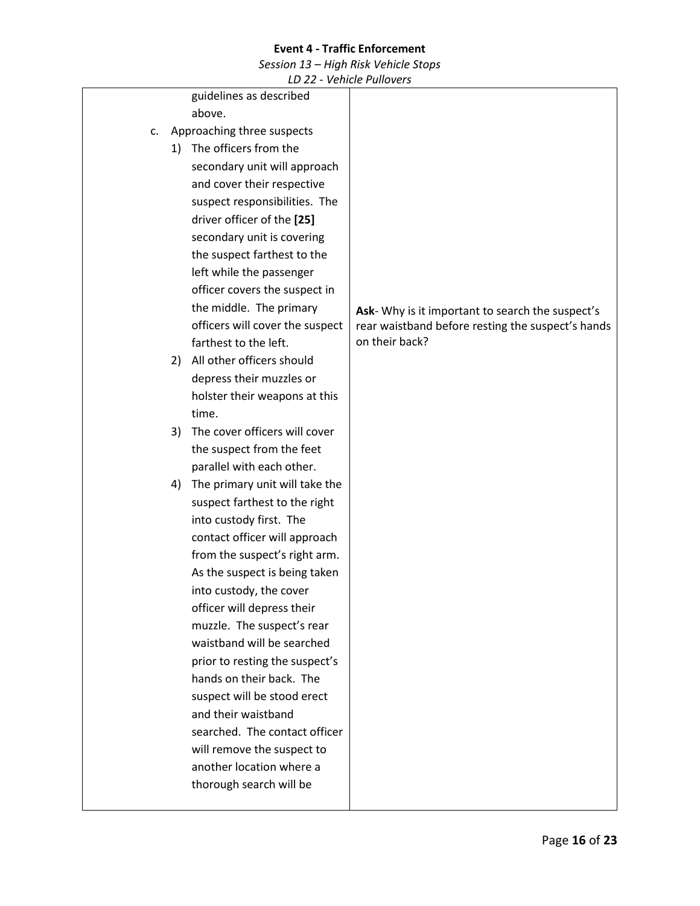| | |
|---|---|
| guidelines as described above.<br><br>c. Approaching three suspects<br><br>1) The officers from the secondary unit will approach and cover their respective suspect responsibilities. The driver officer of the **[25]** secondary unit is covering the suspect farthest to the left while the passenger officer covers the suspect in the middle. The primary officers will cover the suspect farthest to the left.<br><br>2) All other officers should depress their muzzles or holster their weapons at this time.<br><br>3) The cover officers will cover the suspect from the feet parallel with each other.<br><br>4) The primary unit will take the suspect farthest to the right into custody first. The contact officer will approach from the suspect's right arm. As the suspect is being taken into custody, the cover officer will depress their muzzle. The suspect's rear waistband will be searched prior to resting the suspect's hands on their back. The suspect will be stood erect and their waistband searched. The contact officer will remove the suspect to another location where a thorough search will be | **Ask**- Why is it important to search the suspect's rear waistband before resting the suspect's hands on their back? |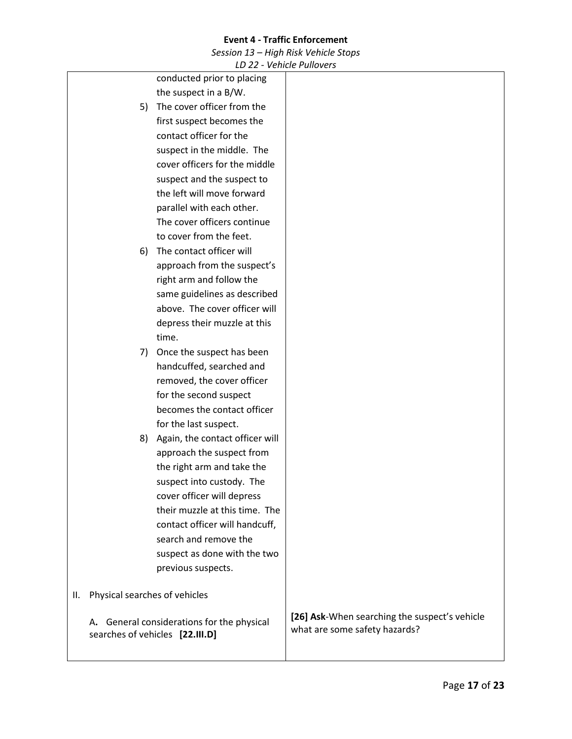| | |
|---|---|
| conducted prior to placing the suspect in a B/W.<br>5) The cover officer from the first suspect becomes the contact officer for the suspect in the middle. The cover officers for the middle suspect and the suspect to the left will move forward parallel with each other. The cover officers continue to cover from the feet.<br>6) The contact officer will approach from the suspect's right arm and follow the same guidelines as described above. The cover officer will depress their muzzle at this time.<br>7) Once the suspect has been handcuffed, searched and removed, the cover officer for the second suspect becomes the contact officer for the last suspect.<br>8) Again, the contact officer will approach the suspect from the right arm and take the suspect into custody. The cover officer will depress their muzzle at this time. The contact officer will handcuff, search and remove the suspect as done with the two previous suspects. | |
| II. Physical searches of vehicles<br><br>A. General considerations for the physical searches of vehicles **[22.III.D]** | **[26] Ask**-When searching the suspect's vehicle what are some safety hazards? |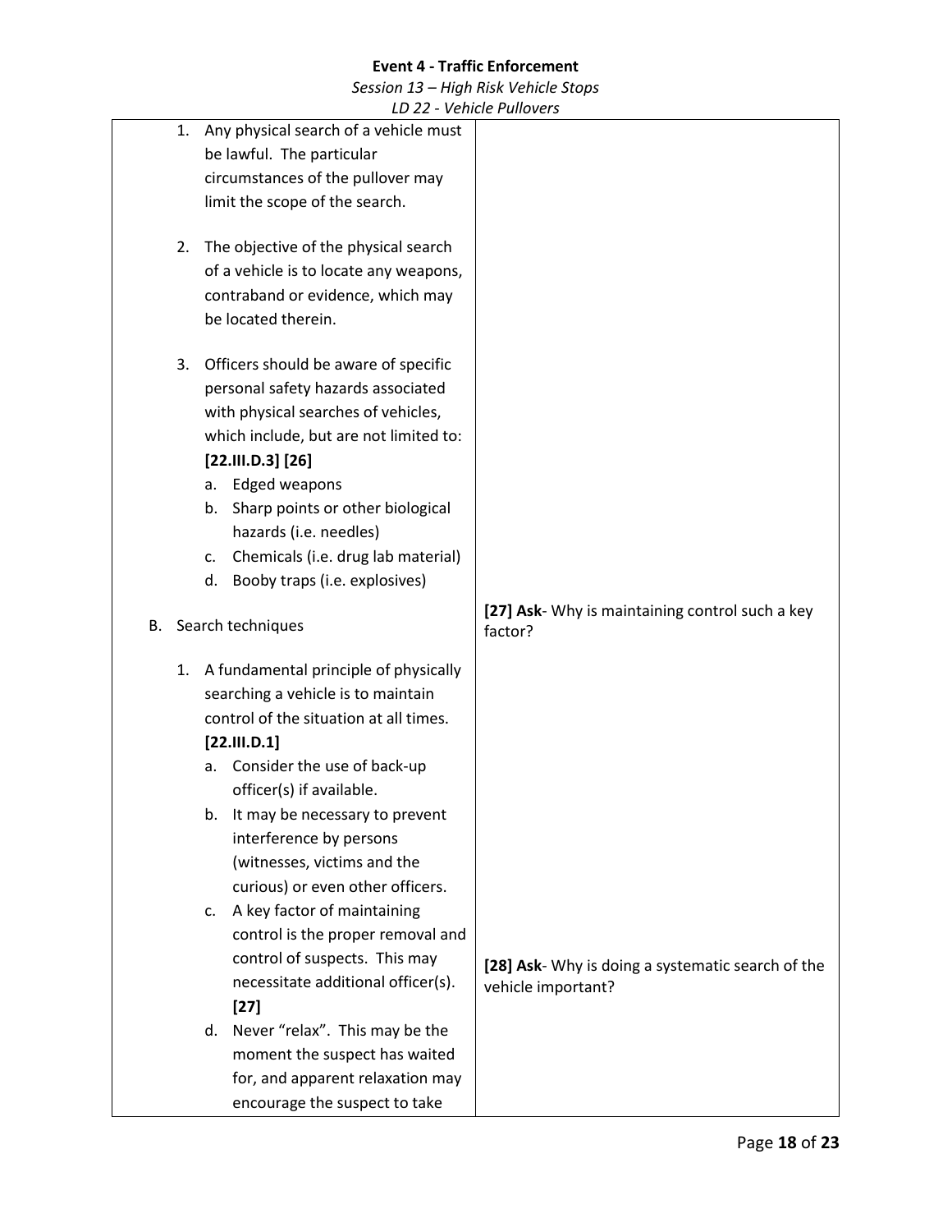| | |
|---|---|
| 1. Any physical search of a vehicle must be lawful. The particular circumstances of the pullover may limit the scope of the search.<br><br>2. The objective of the physical search of a vehicle is to locate any weapons, contraband or evidence, which may be located therein.<br><br>3. Officers should be aware of specific personal safety hazards associated with physical searches of vehicles, which include, but are not limited to: **[22.III.D.3] [26]**<br>a. Edged weapons<br>b. Sharp points or other biological hazards (i.e. needles)<br>c. Chemicals (i.e. drug lab material)<br>d. Booby traps (i.e. explosives) | |
| B. Search techniques<br><br>1. A fundamental principle of physically searching a vehicle is to maintain control of the situation at all times. **[22.III.D.1]**<br>a. Consider the use of back-up officer(s) if available.<br>b. It may be necessary to prevent interference by persons (witnesses, victims and the curious) or even other officers.<br>c. A key factor of maintaining control is the proper removal and control of suspects. This may necessitate additional officer(s). **[27]**<br>d. Never "relax". This may be the moment the suspect has waited for, and apparent relaxation may encourage the suspect to take | **[27] Ask**- Why is maintaining control such a key factor?<br><br>**[28] Ask**- Why is doing a systematic search of the vehicle important? |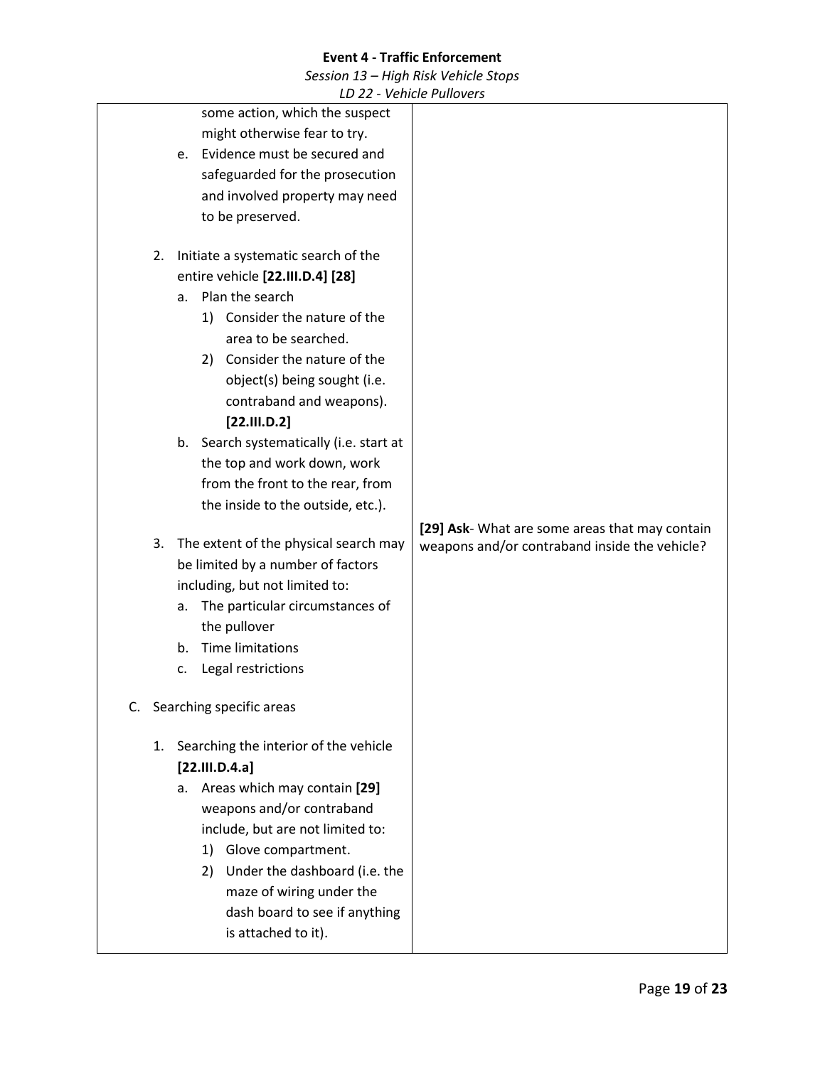| | |
|---|---|
| some action, which the suspect might otherwise fear to try.<br>e. Evidence must be secured and safeguarded for the prosecution and involved property may need to be preserved.<br><br>2. Initiate a systematic search of the entire vehicle **[22.III.D.4] [28]**<br>a. Plan the search<br>1) Consider the nature of the area to be searched.<br>2) Consider the nature of the object(s) being sought (i.e. contraband and weapons). **[22.III.D.2]**<br>b. Search systematically (i.e. start at the top and work down, work from the front to the rear, from the inside to the outside, etc.).<br><br>3. The extent of the physical search may be limited by a number of factors including, but not limited to:<br>a. The particular circumstances of the pullover<br>b. Time limitations<br>c. Legal restrictions<br><br>C. Searching specific areas<br><br>1. Searching the interior of the vehicle **[22.III.D.4.a]**<br>a. Areas which may contain **[29]** weapons and/or contraband include, but are not limited to:<br>1) Glove compartment.<br>2) Under the dashboard (i.e. the maze of wiring under the dash board to see if anything is attached to it). | **[29] Ask**- What are some areas that may contain weapons and/or contraband inside the vehicle? |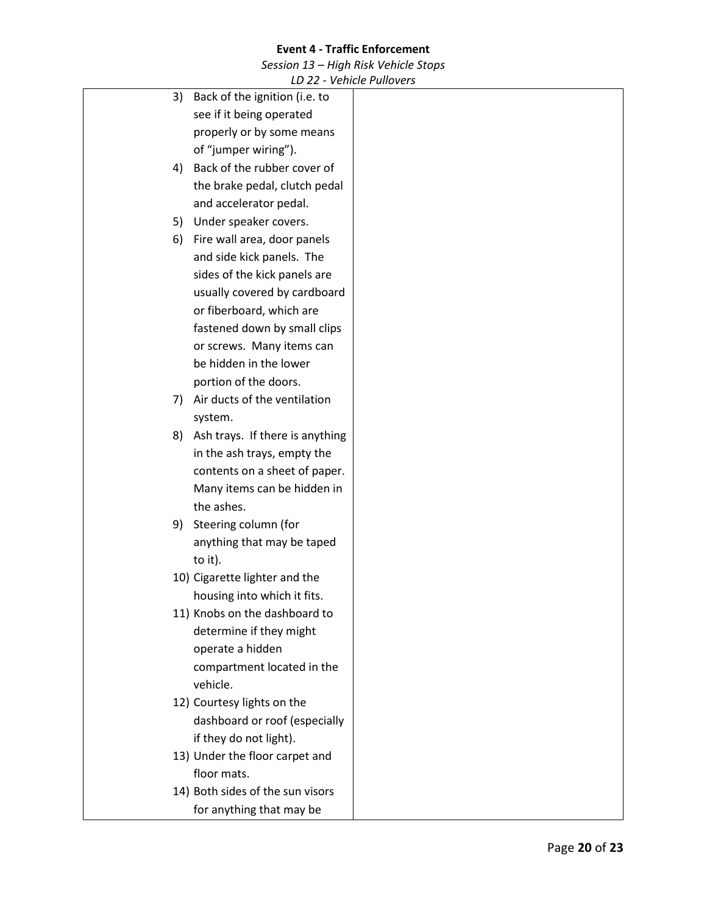3) Back of the ignition (i.e. to see if it being operated properly or by some means of “jumper wiring”).
4) Back of the rubber cover of the brake pedal, clutch pedal and accelerator pedal.
5) Under speaker covers.
6) Fire wall area, door panels and side kick panels. The sides of the kick panels are usually covered by cardboard or fiberboard, which are fastened down by small clips or screws. Many items can be hidden in the lower portion of the doors.
7) Air ducts of the ventilation system.
8) Ash trays. If there is anything in the ash trays, empty the contents on a sheet of paper. Many items can be hidden in the ashes.
9) Steering column (for anything that may be taped to it).
10) Cigarette lighter and the housing into which it fits.
11) Knobs on the dashboard to determine if they might operate a hidden compartment located in the vehicle.
12) Courtesy lights on the dashboard or roof (especially if they do not light).
13) Under the floor carpet and floor mats.
14) Both sides of the sun visors for anything that may be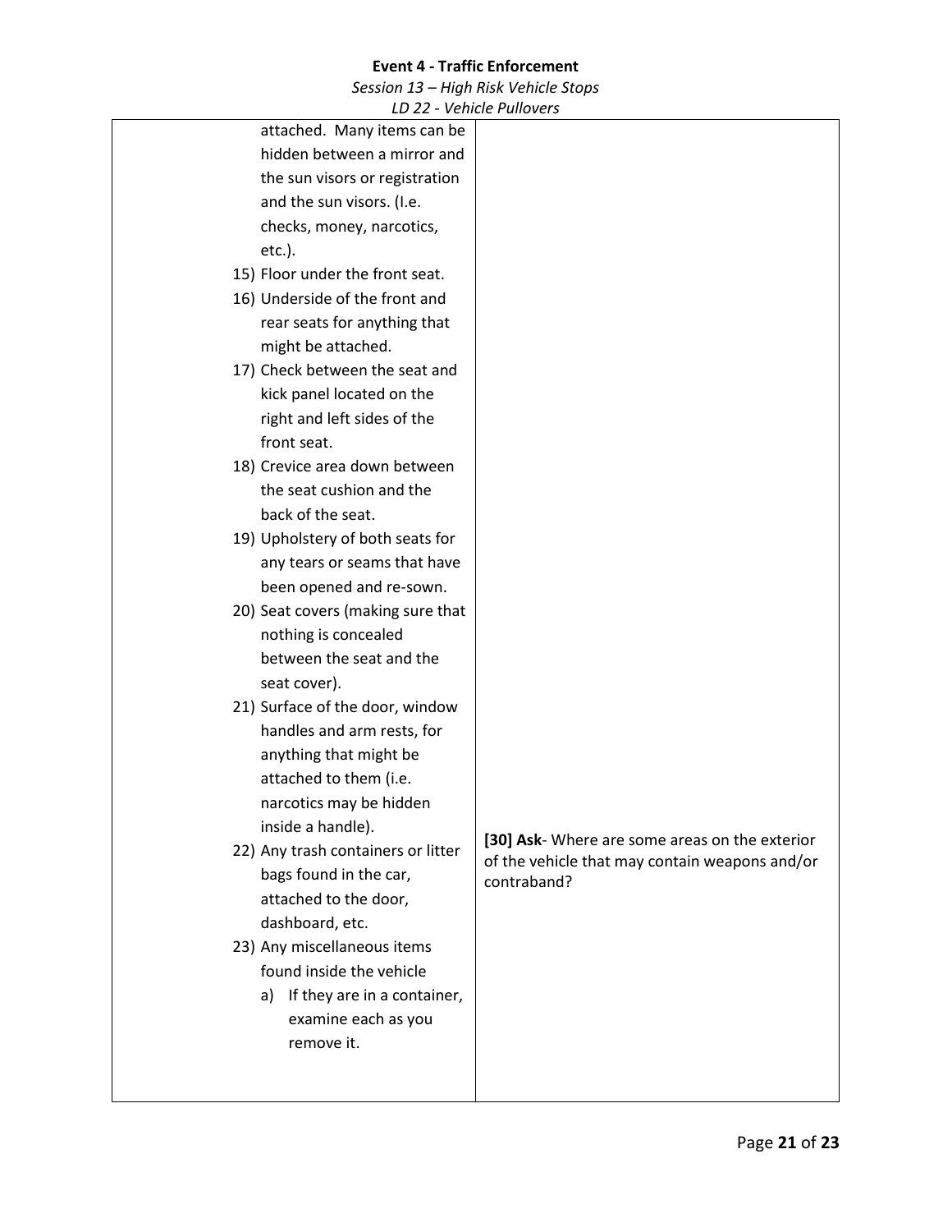| | |
|---|---|
| attached. Many items can be hidden between a mirror and the sun visors or registration and the sun visors. (I.e. checks, money, narcotics, etc.).<br>15) Floor under the front seat.<br>16) Underside of the front and rear seats for anything that might be attached.<br>17) Check between the seat and kick panel located on the right and left sides of the front seat.<br>18) Crevice area down between the seat cushion and the back of the seat.<br>19) Upholstery of both seats for any tears or seams that have been opened and re-sown.<br>20) Seat covers (making sure that nothing is concealed between the seat and the seat cover).<br>21) Surface of the door, window handles and arm rests, for anything that might be attached to them (i.e. narcotics may be hidden inside a handle).<br>22) Any trash containers or litter bags found in the car, attached to the door, dashboard, etc.<br>23) Any miscellaneous items found inside the vehicle<br>a) If they are in a container, examine each as you remove it. | **[30] Ask**- Where are some areas on the exterior of the vehicle that may contain weapons and/or contraband? |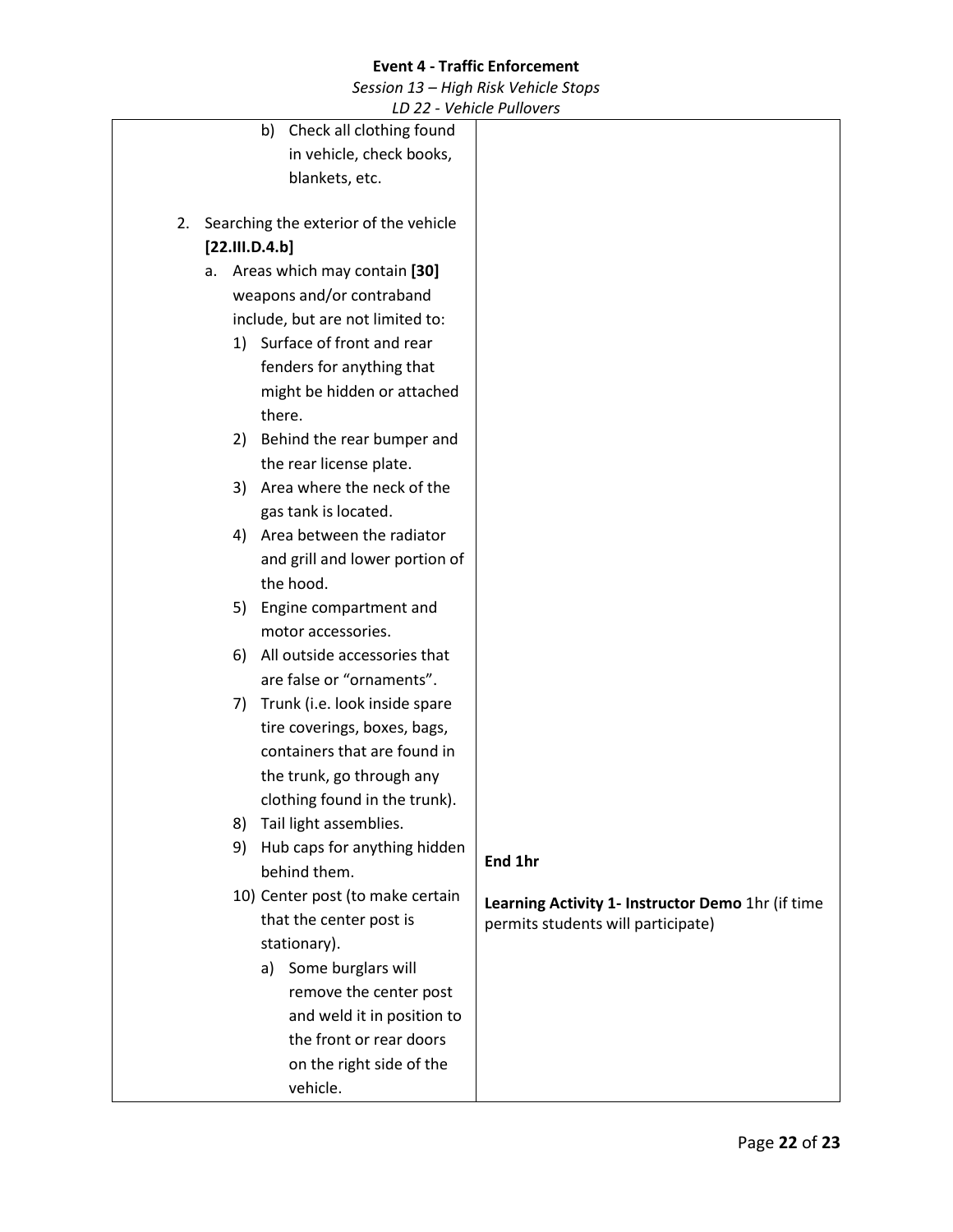| | |
|---|---|
| b) Check all clothing found in vehicle, check books, blankets, etc.<br><br>2. Searching the exterior of the vehicle **[22.III.D.4.b]**<br>a. Areas which may contain **[30]** weapons and/or contraband include, but are not limited to:<br>1) Surface of front and rear fenders for anything that might be hidden or attached there.<br>2) Behind the rear bumper and the rear license plate.<br>3) Area where the neck of the gas tank is located.<br>4) Area between the radiator and grill and lower portion of the hood.<br>5) Engine compartment and motor accessories.<br>6) All outside accessories that are false or "ornaments".<br>7) Trunk (i.e. look inside spare tire coverings, boxes, bags, containers that are found in the trunk, go through any clothing found in the trunk).<br>8) Tail light assemblies.<br>9) Hub caps for anything hidden behind them.<br>10) Center post (to make certain that the center post is stationary).<br>a) Some burglars will remove the center post and weld it in position to the front or rear doors on the right side of the vehicle. | **End 1hr**<br><br>**Learning Activity 1- Instructor Demo** 1hr (if time permits students will participate) |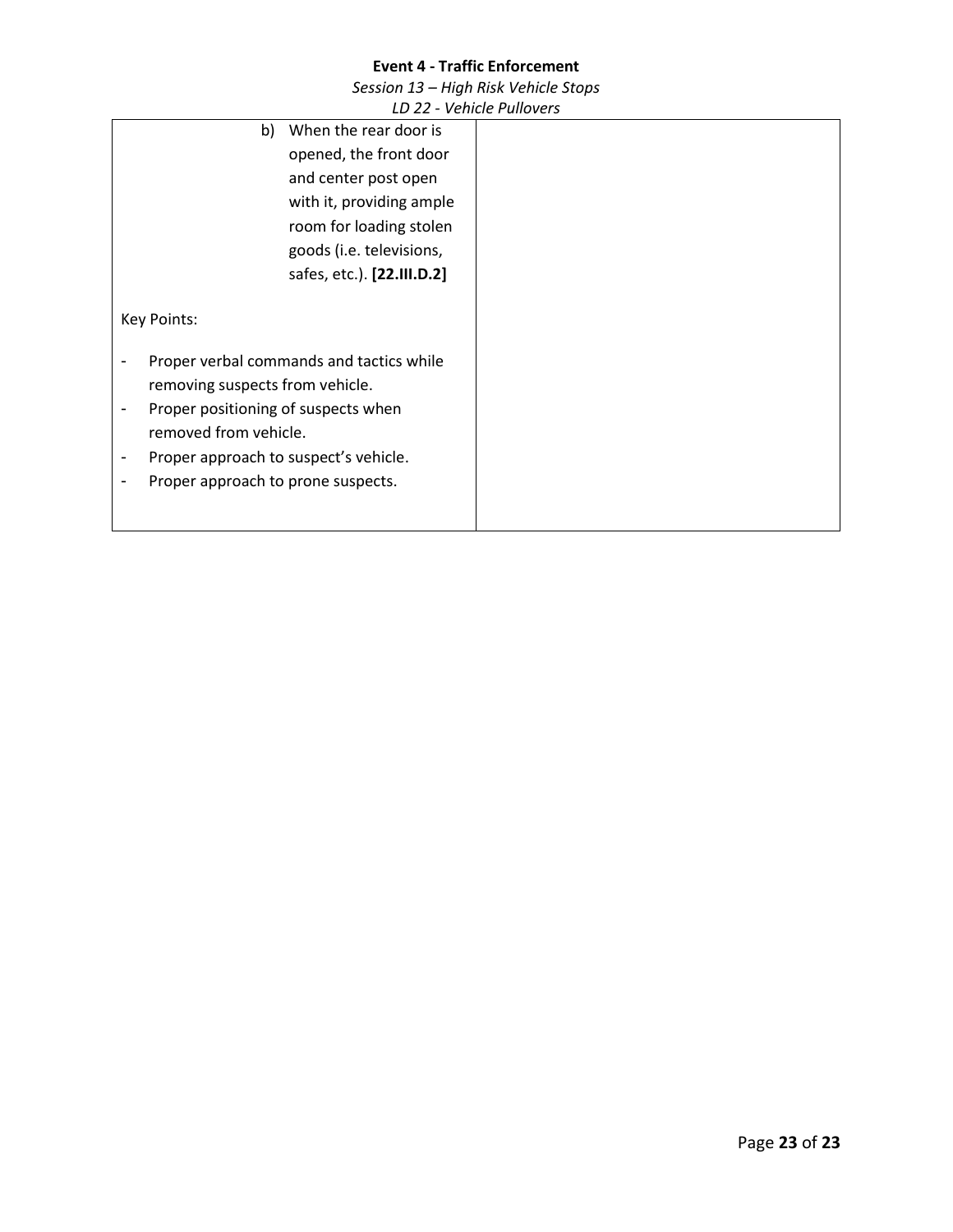| | |
|---|---|
| b) When the rear door is opened, the front door and center post open with it, providing ample room for loading stolen goods (i.e. televisions, safes, etc.). **[22.III.D.2]**<br><br>Key Points:<br><br>- Proper verbal commands and tactics while removing suspects from vehicle.<br>- Proper positioning of suspects when removed from vehicle.<br>- Proper approach to suspect's vehicle.<br>- Proper approach to prone suspects. | |